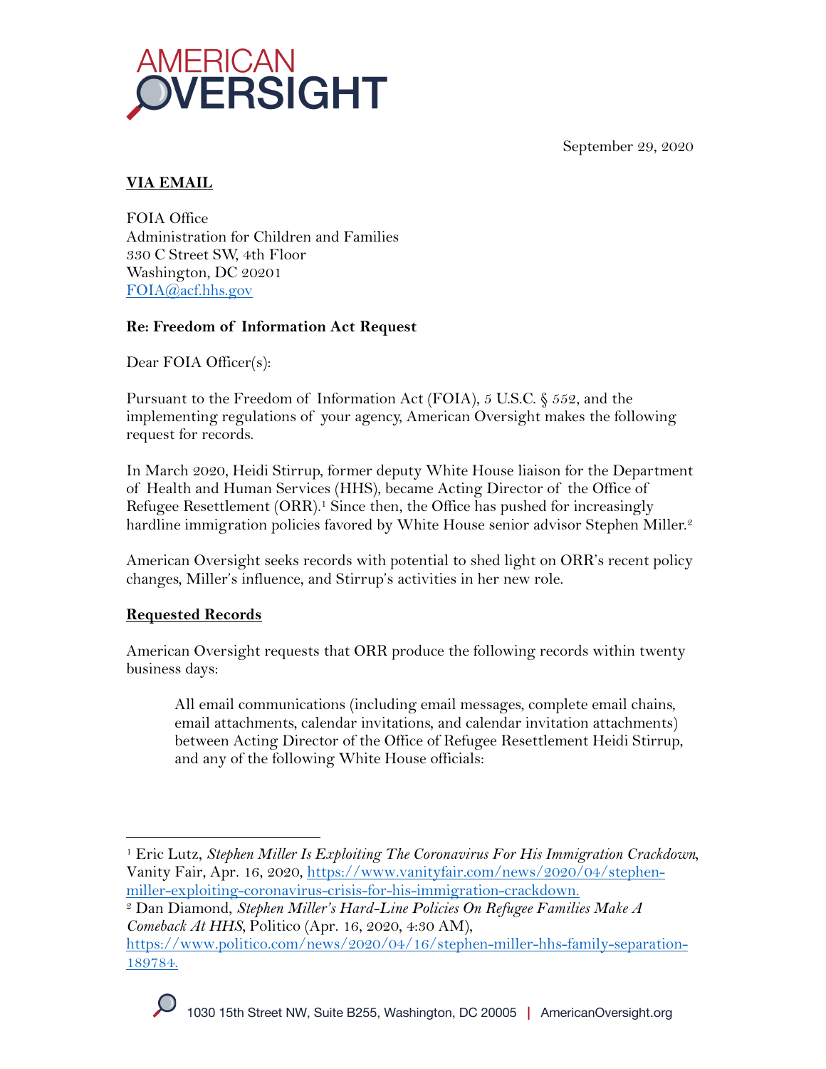AMERICAN OVERSIGHT

September 29, 2020

**VIA EMAIL**

FOIA Office
Administration for Children and Families
330 C Street SW, 4th Floor
Washington, DC 20201
[FOIA@acf.hhs.gov](mailto:FOIA@acf.hhs.gov)

**Re: Freedom of Information Act Request**

Dear FOIA Officer(s):

Pursuant to the Freedom of Information Act (FOIA), 5 U.S.C. § 552, and the implementing regulations of your agency, American Oversight makes the following request for records.

In March 2020, Heidi Stirrup, former deputy White House liaison for the Department of Health and Human Services (HHS), became Acting Director of the Office of Refugee Resettlement (ORR).[1] Since then, the Office has pushed for increasingly hardline immigration policies favored by White House senior advisor Stephen Miller.[2]

American Oversight seeks records with potential to shed light on ORR's recent policy changes, Miller's influence, and Stirrup's activities in her new role.

**Requested Records**

American Oversight requests that ORR produce the following records within twenty business days:

> All email communications (including email messages, complete email chains, email attachments, calendar invitations, and calendar invitation attachments) between Acting Director of the Office of Refugee Resettlement Heidi Stirrup, and any of the following White House officials:

---

[1] Eric Lutz, *Stephen Miller Is Exploiting The Coronavirus For His Immigration Crackdown*, Vanity Fair, Apr. 16, 2020, https://www.vanityfair.com/news/2020/04/stephen-miller-exploiting-coronavirus-crisis-for-his-immigration-crackdown.

[2] Dan Diamond, *Stephen Miller's Hard-Line Policies On Refugee Families Make A Comeback At HHS*, Politico (Apr. 16, 2020, 4:30 AM), https://www.politico.com/news/2020/04/16/stephen-miller-hhs-family-separation-189784.

1030 15th Street NW, Suite B255, Washington, DC 20005 | AmericanOversight.org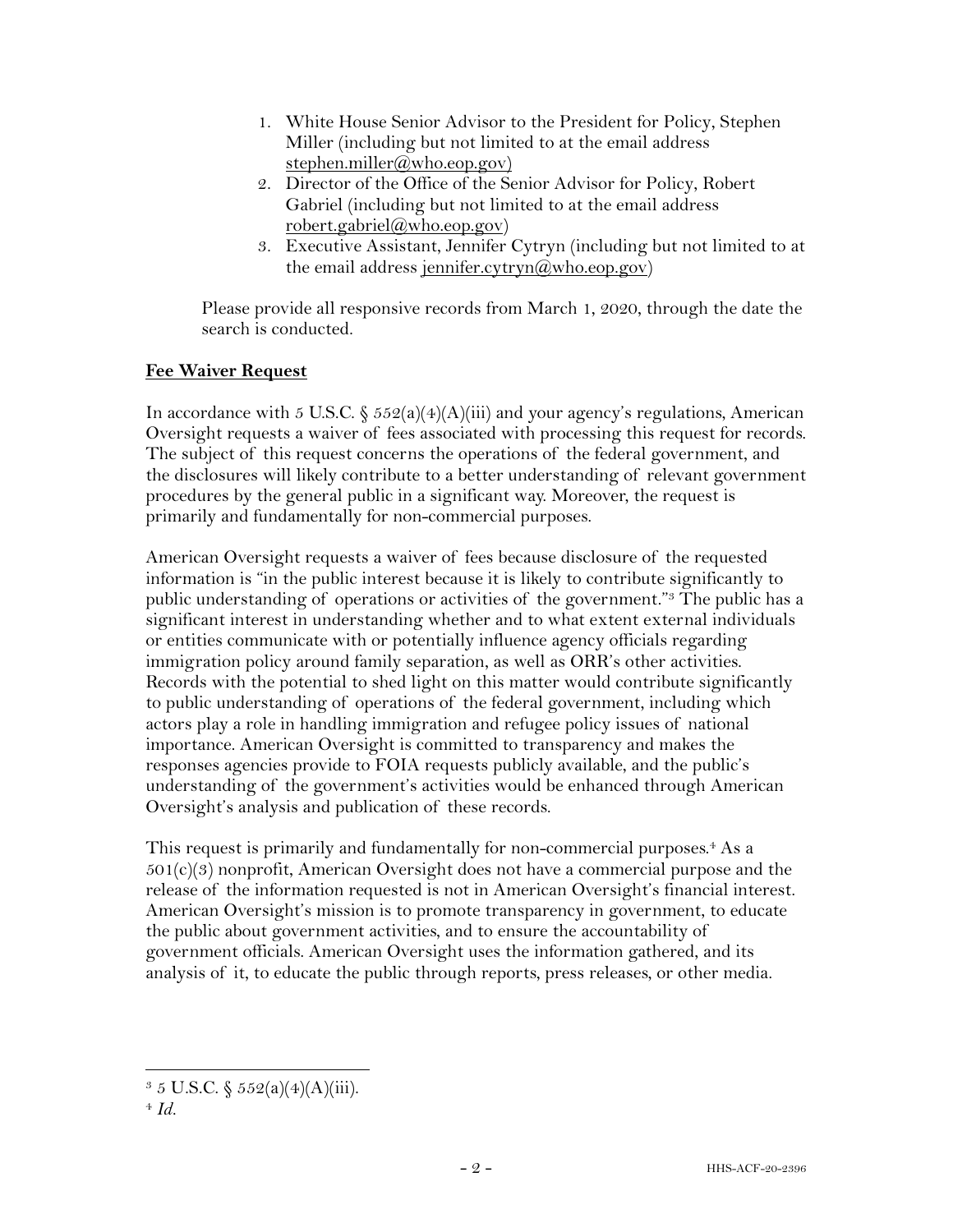1. White House Senior Advisor to the President for Policy, Stephen Miller (including but not limited to at the email address stephen.miller@who.eop.gov)
2. Director of the Office of the Senior Advisor for Policy, Robert Gabriel (including but not limited to at the email address robert.gabriel@who.eop.gov)
3. Executive Assistant, Jennifer Cytryn (including but not limited to at the email address jennifer.cytryn@who.eop.gov)

Please provide all responsive records from March 1, 2020, through the date the search is conducted.

**Fee Waiver Request**

In accordance with 5 U.S.C. § 552(a)(4)(A)(iii) and your agency's regulations, American Oversight requests a waiver of fees associated with processing this request for records. The subject of this request concerns the operations of the federal government, and the disclosures will likely contribute to a better understanding of relevant government procedures by the general public in a significant way. Moreover, the request is primarily and fundamentally for non-commercial purposes.

American Oversight requests a waiver of fees because disclosure of the requested information is "in the public interest because it is likely to contribute significantly to public understanding of operations or activities of the government."[3] The public has a significant interest in understanding whether and to what extent external individuals or entities communicate with or potentially influence agency officials regarding immigration policy around family separation, as well as ORR's other activities. Records with the potential to shed light on this matter would contribute significantly to public understanding of operations of the federal government, including which actors play a role in handling immigration and refugee policy issues of national importance. American Oversight is committed to transparency and makes the responses agencies provide to FOIA requests publicly available, and the public's understanding of the government's activities would be enhanced through American Oversight's analysis and publication of these records.

This request is primarily and fundamentally for non-commercial purposes.[4] As a 501(c)(3) nonprofit, American Oversight does not have a commercial purpose and the release of the information requested is not in American Oversight's financial interest. American Oversight's mission is to promote transparency in government, to educate the public about government activities, and to ensure the accountability of government officials. American Oversight uses the information gathered, and its analysis of it, to educate the public through reports, press releases, or other media.

---

[3] 5 U.S.C. § 552(a)(4)(A)(iii).

[4] *Id.*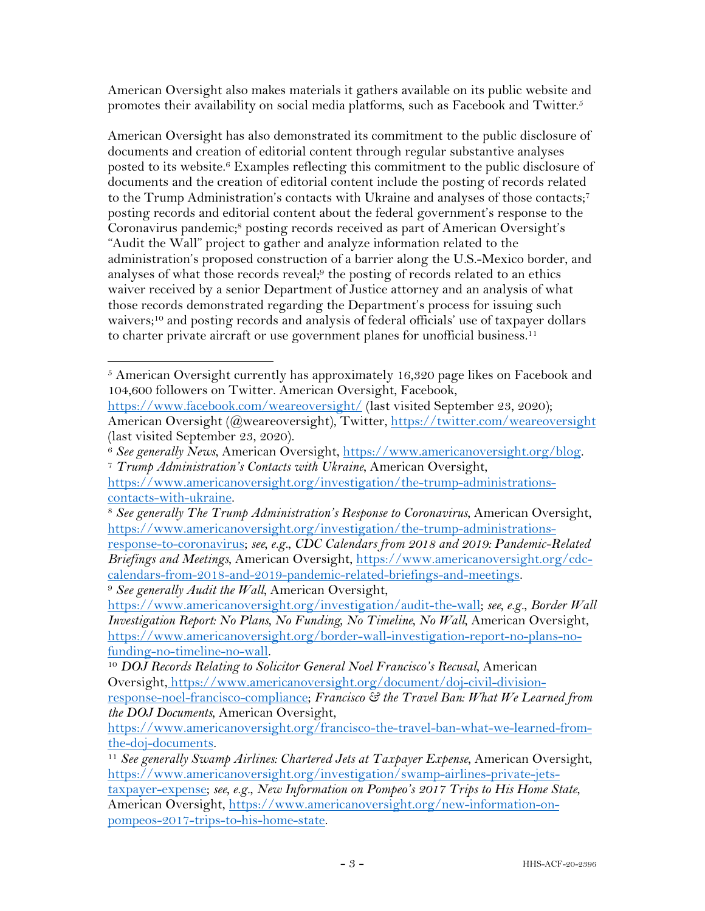American Oversight also makes materials it gathers available on its public website and promotes their availability on social media platforms, such as Facebook and Twitter.[5]

American Oversight has also demonstrated its commitment to the public disclosure of documents and creation of editorial content through regular substantive analyses posted to its website.[6] Examples reflecting this commitment to the public disclosure of documents and the creation of editorial content include the posting of records related to the Trump Administration's contacts with Ukraine and analyses of those contacts;[7] posting records and editorial content about the federal government's response to the Coronavirus pandemic;[8] posting records received as part of American Oversight's "Audit the Wall" project to gather and analyze information related to the administration's proposed construction of a barrier along the U.S.-Mexico border, and analyses of what those records reveal;[9] the posting of records related to an ethics waiver received by a senior Department of Justice attorney and an analysis of what those records demonstrated regarding the Department's process for issuing such waivers;[10] and posting records and analysis of federal officials' use of taxpayer dollars to charter private aircraft or use government planes for unofficial business.[11]

---

[5] American Oversight currently has approximately 16,320 page likes on Facebook and 104,600 followers on Twitter. American Oversight, Facebook, https://www.facebook.com/weareoversight/ (last visited September 23, 2020); American Oversight (@weareoversight), Twitter, https://twitter.com/weareoversight (last visited September 23, 2020).

[6] *See generally News*, American Oversight, https://www.americanoversight.org/blog.

[7] *Trump Administration's Contacts with Ukraine*, American Oversight, https://www.americanoversight.org/investigation/the-trump-administrations-contacts-with-ukraine.

[8] *See generally The Trump Administration's Response to Coronavirus*, American Oversight, https://www.americanoversight.org/investigation/the-trump-administrations-response-to-coronavirus; *see, e.g.*, *CDC Calendars from 2018 and 2019: Pandemic-Related Briefings and Meetings*, American Oversight, https://www.americanoversight.org/cdc-calendars-from-2018-and-2019-pandemic-related-briefings-and-meetings.

[9] *See generally Audit the Wall*, American Oversight, https://www.americanoversight.org/investigation/audit-the-wall; *see, e.g.*, *Border Wall Investigation Report: No Plans, No Funding, No Timeline, No Wall*, American Oversight, https://www.americanoversight.org/border-wall-investigation-report-no-plans-no-funding-no-timeline-no-wall.

[10] *DOJ Records Relating to Solicitor General Noel Francisco's Recusal*, American Oversight, https://www.americanoversight.org/document/doj-civil-division-response-noel-francisco-compliance; *Francisco & the Travel Ban: What We Learned from the DOJ Documents*, American Oversight, https://www.americanoversight.org/francisco-the-travel-ban-what-we-learned-from-the-doj-documents.

[11] *See generally Swamp Airlines: Chartered Jets at Taxpayer Expense*, American Oversight, https://www.americanoversight.org/investigation/swamp-airlines-private-jets-taxpayer-expense; *see, e.g.*, *New Information on Pompeo's 2017 Trips to His Home State*, American Oversight, https://www.americanoversight.org/new-information-on-pompeos-2017-trips-to-his-home-state.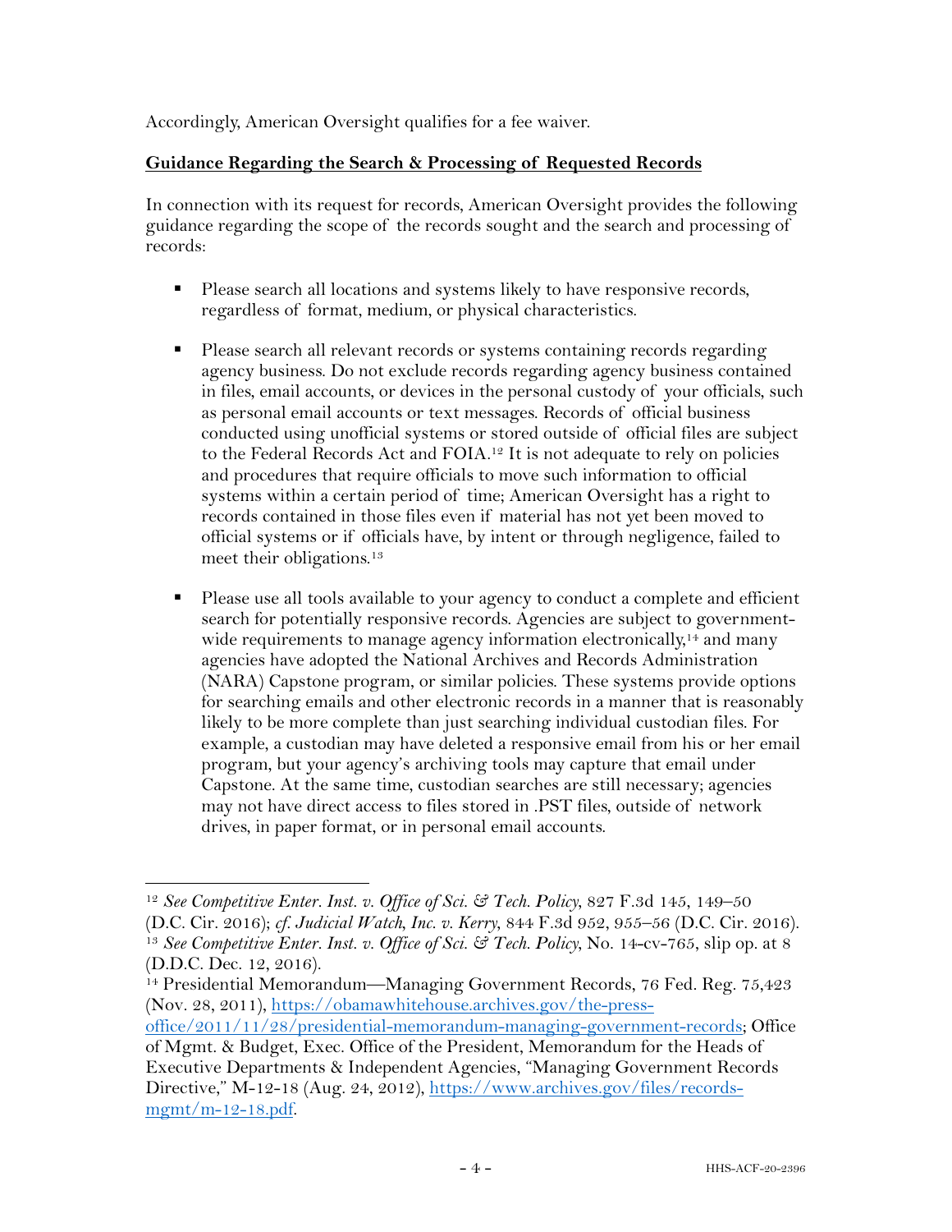Accordingly, American Oversight qualifies for a fee waiver.

**Guidance Regarding the Search & Processing of Requested Records**

In connection with its request for records, American Oversight provides the following guidance regarding the scope of the records sought and the search and processing of records:

- Please search all locations and systems likely to have responsive records, regardless of format, medium, or physical characteristics.

- Please search all relevant records or systems containing records regarding agency business. Do not exclude records regarding agency business contained in files, email accounts, or devices in the personal custody of your officials, such as personal email accounts or text messages. Records of official business conducted using unofficial systems or stored outside of official files are subject to the Federal Records Act and FOIA.[12] It is not adequate to rely on policies and procedures that require officials to move such information to official systems within a certain period of time; American Oversight has a right to records contained in those files even if material has not yet been moved to official systems or if officials have, by intent or through negligence, failed to meet their obligations.[13]

- Please use all tools available to your agency to conduct a complete and efficient search for potentially responsive records. Agencies are subject to government-wide requirements to manage agency information electronically,[14] and many agencies have adopted the National Archives and Records Administration (NARA) Capstone program, or similar policies. These systems provide options for searching emails and other electronic records in a manner that is reasonably likely to be more complete than just searching individual custodian files. For example, a custodian may have deleted a responsive email from his or her email program, but your agency's archiving tools may capture that email under Capstone. At the same time, custodian searches are still necessary; agencies may not have direct access to files stored in .PST files, outside of network drives, in paper format, or in personal email accounts.

---

[12] *See Competitive Enter. Inst. v. Office of Sci. & Tech. Policy*, 827 F.3d 145, 149–50 (D.C. Cir. 2016); *cf. Judicial Watch, Inc. v. Kerry*, 844 F.3d 952, 955–56 (D.C. Cir. 2016).

[13] *See Competitive Enter. Inst. v. Office of Sci. & Tech. Policy*, No. 14-cv-765, slip op. at 8 (D.D.C. Dec. 12, 2016).

[14] Presidential Memorandum—Managing Government Records, 76 Fed. Reg. 75,423 (Nov. 28, 2011), https://obamawhitehouse.archives.gov/the-press-office/2011/11/28/presidential-memorandum-managing-government-records; Office of Mgmt. & Budget, Exec. Office of the President, Memorandum for the Heads of Executive Departments & Independent Agencies, "Managing Government Records Directive," M-12-18 (Aug. 24, 2012), https://www.archives.gov/files/records-mgmt/m-12-18.pdf.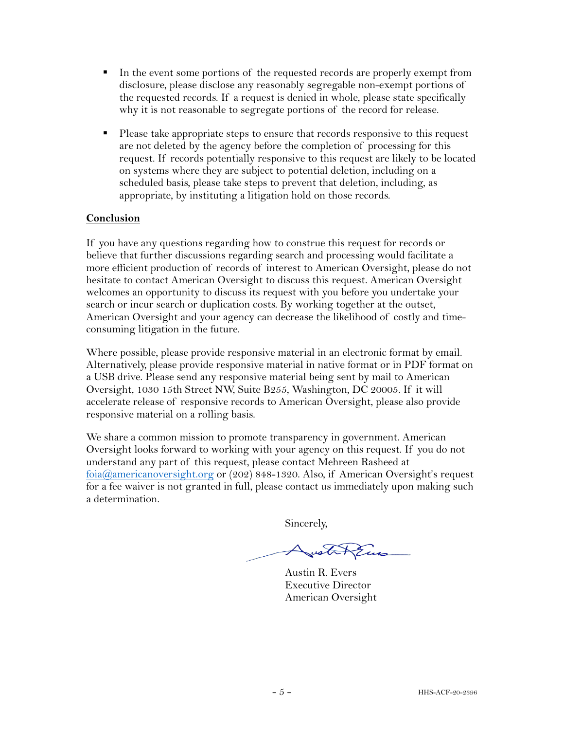- In the event some portions of the requested records are properly exempt from disclosure, please disclose any reasonably segregable non-exempt portions of the requested records. If a request is denied in whole, please state specifically why it is not reasonable to segregate portions of the record for release.

- Please take appropriate steps to ensure that records responsive to this request are not deleted by the agency before the completion of processing for this request. If records potentially responsive to this request are likely to be located on systems where they are subject to potential deletion, including on a scheduled basis, please take steps to prevent that deletion, including, as appropriate, by instituting a litigation hold on those records.

**Conclusion**

If you have any questions regarding how to construe this request for records or believe that further discussions regarding search and processing would facilitate a more efficient production of records of interest to American Oversight, please do not hesitate to contact American Oversight to discuss this request. American Oversight welcomes an opportunity to discuss its request with you before you undertake your search or incur search or duplication costs. By working together at the outset, American Oversight and your agency can decrease the likelihood of costly and time-consuming litigation in the future.

Where possible, please provide responsive material in an electronic format by email. Alternatively, please provide responsive material in native format or in PDF format on a USB drive. Please send any responsive material being sent by mail to American Oversight, 1030 15th Street NW, Suite B255, Washington, DC 20005. If it will accelerate release of responsive records to American Oversight, please also provide responsive material on a rolling basis.

We share a common mission to promote transparency in government. American Oversight looks forward to working with your agency on this request. If you do not understand any part of this request, please contact Mehreen Rasheed at foia@americanoversight.org or (202) 848-1320. Also, if American Oversight's request for a fee waiver is not granted in full, please contact us immediately upon making such a determination.

Sincerely,

Austin R. Evers
Executive Director
American Oversight

HHS-ACF-20-2396